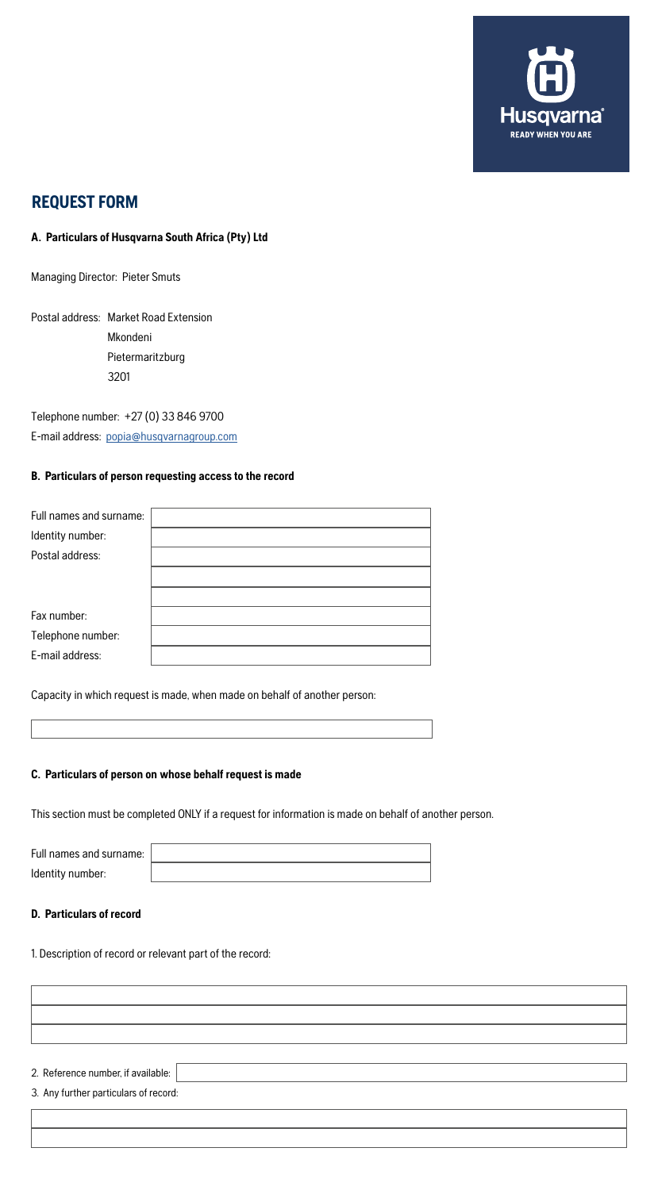## REQUEST FORM

### A. Particulars of Husqvarna South Africa (Pty) Ltd

Managing Director: Pieter Smuts

Postal address: Market Road Extension
Mkondeni
Pietermaritzburg
3201

Telephone number: +27 (0) 33 846 9700
E-mail address: popia@husqvarnagroup.com

### B. Particulars of person requesting access to the record

| | |
|---|---|
| Full names and surname: | |
| Identity number: | |
| Postal address: | |
| | |
| | |
| Fax number: | |
| Telephone number: | |
| E-mail address: | |

Capacity in which request is made, when made on behalf of another person:

| |
|---|
| |

### C. Particulars of person on whose behalf request is made

This section must be completed ONLY if a request for information is made on behalf of another person.

| | |
|---|---|
| Full names and surname: | |
| Identity number: | |

### D. Particulars of record

1. Description of record or relevant part of the record:

| |
|---|
| |
| |
| |

2. Reference number, if available:

3. Any further particulars of record:

| |
|---|
| |
| |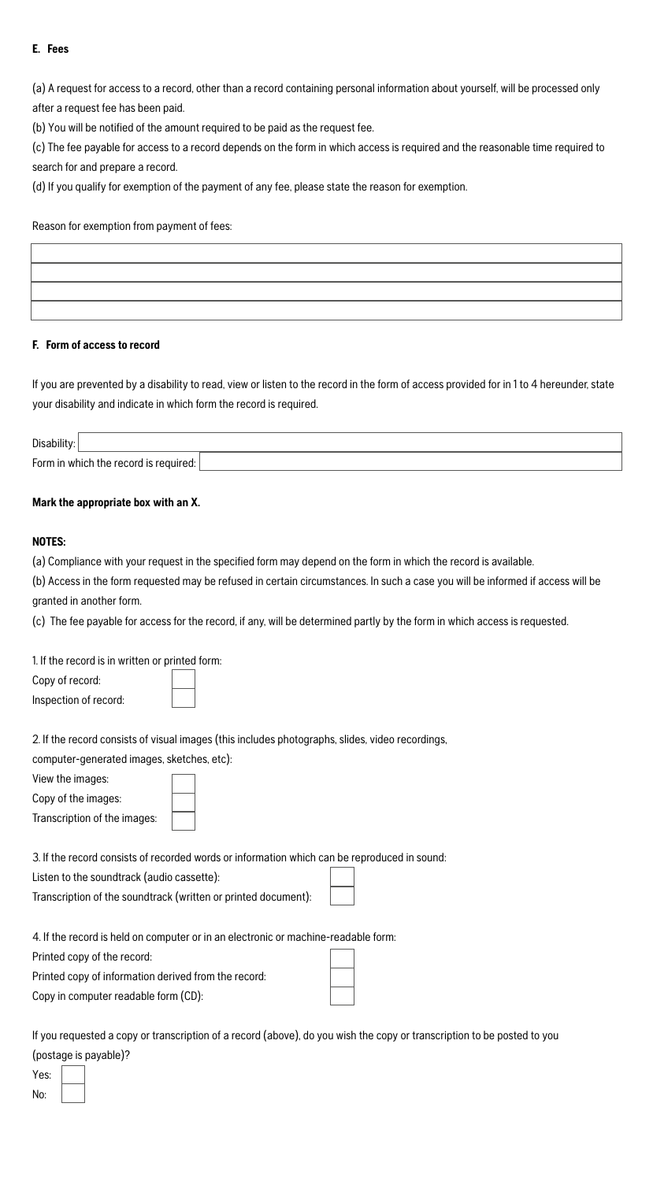**E. Fees**

(a) A request for access to a record, other than a record containing personal information about yourself, will be processed only after a request fee has been paid.

(b) You will be notified of the amount required to be paid as the request fee.

(c) The fee payable for access to a record depends on the form in which access is required and the reasonable time required to search for and prepare a record.

(d) If you qualify for exemption of the payment of any fee, please state the reason for exemption.

Reason for exemption from payment of fees:

| |
|---|
| |
| |
| |
| |

**F. Form of access to record**

If you are prevented by a disability to read, view or listen to the record in the form of access provided for in 1 to 4 hereunder, state your disability and indicate in which form the record is required.

| | |
|---|---|
| Disability: | |
| Form in which the record is required: | |

**Mark the appropriate box with an X.**

**NOTES:**

(a) Compliance with your request in the specified form may depend on the form in which the record is available.

(b) Access in the form requested may be refused in certain circumstances. In such a case you will be informed if access will be granted in another form.

(c) The fee payable for access for the record, if any, will be determined partly by the form in which access is requested.

1. If the record is in written or printed form:

| | |
|---|---|
| Copy of record: | |
| Inspection of record: | |

2. If the record consists of visual images (this includes photographs, slides, video recordings, computer-generated images, sketches, etc):

| | |
|---|---|
| View the images: | |
| Copy of the images: | |
| Transcription of the images: | |

3. If the record consists of recorded words or information which can be reproduced in sound:

| | |
|---|---|
| Listen to the soundtrack (audio cassette): | |
| Transcription of the soundtrack (written or printed document): | |

4. If the record is held on computer or in an electronic or machine-readable form:

| | |
|---|---|
| Printed copy of the record: | |
| Printed copy of information derived from the record: | |
| Copy in computer readable form (CD): | |

If you requested a copy or transcription of a record (above), do you wish the copy or transcription to be posted to you (postage is payable)?

| | |
|---|---|
| Yes: | |
| No: | |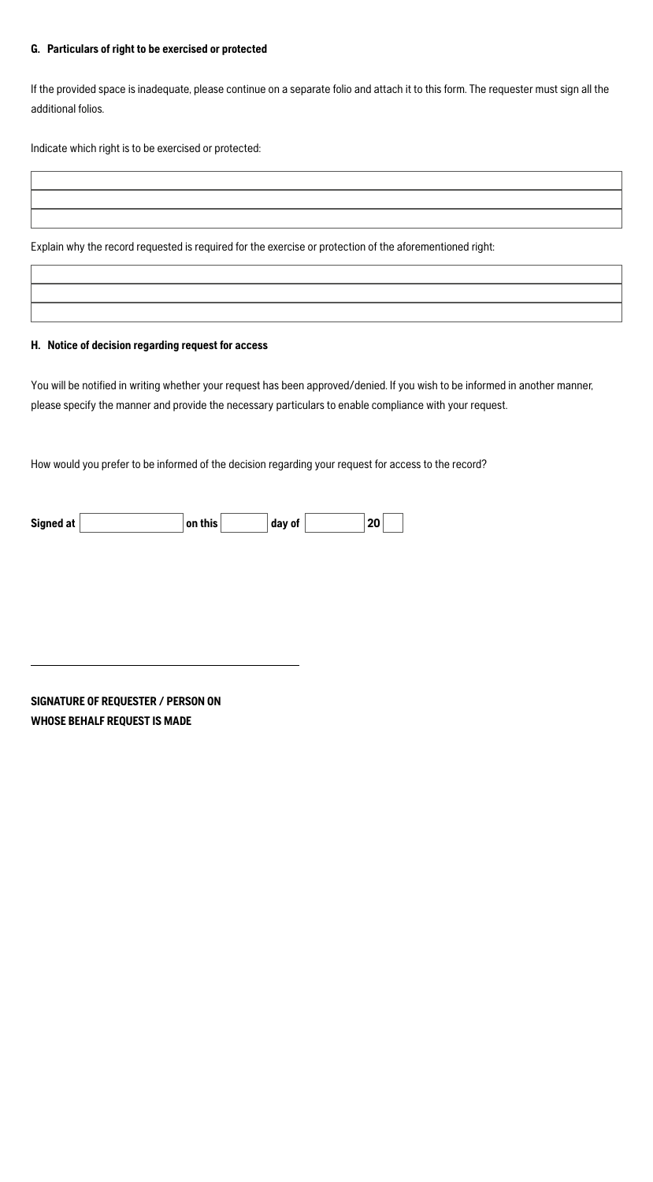#### G. Particulars of right to be exercised or protected

If the provided space is inadequate, please continue on a separate folio and attach it to this form. The requester must sign all the additional folios.

Indicate which right is to be exercised or protected:

| |
|---|
| |
| |
| |

Explain why the record requested is required for the exercise or protection of the aforementioned right:

| |
|---|
| |
| |
| |

#### H. Notice of decision regarding request for access

You will be notified in writing whether your request has been approved/denied. If you wish to be informed in another manner, please specify the manner and provide the necessary particulars to enable compliance with your request.

How would you prefer to be informed of the decision regarding your request for access to the record?

**Signed at** ____________ **on this** ______ **day of** ________ **20** ____

______________________________

**SIGNATURE OF REQUESTER / PERSON ON WHOSE BEHALF REQUEST IS MADE**